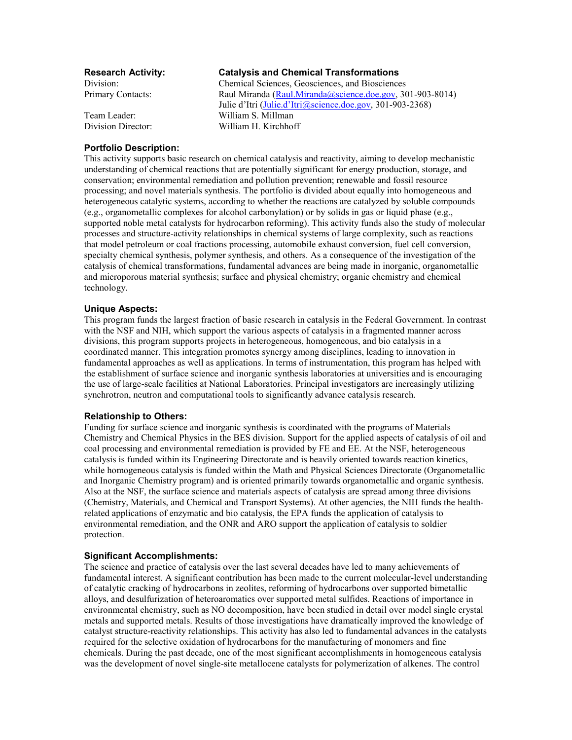**Research Activity:** **Catalysis and Chemical Transformations**

Division: Chemical Sciences, Geosciences, and Biosciences

Primary Contacts: Raul Miranda (Raul.Miranda@science.doe.gov, 301-903-8014)
Julie d'Itri (Julie.d'Itri@science.doe.gov, 301-903-2368)

Team Leader: William S. Millman

Division Director: William H. Kirchhoff

### Portfolio Description:

This activity supports basic research on chemical catalysis and reactivity, aiming to develop mechanistic understanding of chemical reactions that are potentially significant for energy production, storage, and conservation; environmental remediation and pollution prevention; renewable and fossil resource processing; and novel materials synthesis. The portfolio is divided about equally into homogeneous and heterogeneous catalytic systems, according to whether the reactions are catalyzed by soluble compounds (e.g., organometallic complexes for alcohol carbonylation) or by solids in gas or liquid phase (e.g., supported noble metal catalysts for hydrocarbon reforming). This activity funds also the study of molecular processes and structure-activity relationships in chemical systems of large complexity, such as reactions that model petroleum or coal fractions processing, automobile exhaust conversion, fuel cell conversion, specialty chemical synthesis, polymer synthesis, and others. As a consequence of the investigation of the catalysis of chemical transformations, fundamental advances are being made in inorganic, organometallic and microporous material synthesis; surface and physical chemistry; organic chemistry and chemical technology.

### Unique Aspects:

This program funds the largest fraction of basic research in catalysis in the Federal Government. In contrast with the NSF and NIH, which support the various aspects of catalysis in a fragmented manner across divisions, this program supports projects in heterogeneous, homogeneous, and bio catalysis in a coordinated manner. This integration promotes synergy among disciplines, leading to innovation in fundamental approaches as well as applications. In terms of instrumentation, this program has helped with the establishment of surface science and inorganic synthesis laboratories at universities and is encouraging the use of large-scale facilities at National Laboratories. Principal investigators are increasingly utilizing synchrotron, neutron and computational tools to significantly advance catalysis research.

### Relationship to Others:

Funding for surface science and inorganic synthesis is coordinated with the programs of Materials Chemistry and Chemical Physics in the BES division. Support for the applied aspects of catalysis of oil and coal processing and environmental remediation is provided by FE and EE. At the NSF, heterogeneous catalysis is funded within its Engineering Directorate and is heavily oriented towards reaction kinetics, while homogeneous catalysis is funded within the Math and Physical Sciences Directorate (Organometallic and Inorganic Chemistry program) and is oriented primarily towards organometallic and organic synthesis. Also at the NSF, the surface science and materials aspects of catalysis are spread among three divisions (Chemistry, Materials, and Chemical and Transport Systems). At other agencies, the NIH funds the health-related applications of enzymatic and bio catalysis, the EPA funds the application of catalysis to environmental remediation, and the ONR and ARO support the application of catalysis to soldier protection.

### Significant Accomplishments:

The science and practice of catalysis over the last several decades have led to many achievements of fundamental interest. A significant contribution has been made to the current molecular-level understanding of catalytic cracking of hydrocarbons in zeolites, reforming of hydrocarbons over supported bimetallic alloys, and desulfurization of heteroaromatics over supported metal sulfides. Reactions of importance in environmental chemistry, such as NO decomposition, have been studied in detail over model single crystal metals and supported metals. Results of those investigations have dramatically improved the knowledge of catalyst structure-reactivity relationships. This activity has also led to fundamental advances in the catalysts required for the selective oxidation of hydrocarbons for the manufacturing of monomers and fine chemicals. During the past decade, one of the most significant accomplishments in homogeneous catalysis was the development of novel single-site metallocene catalysts for polymerization of alkenes. The control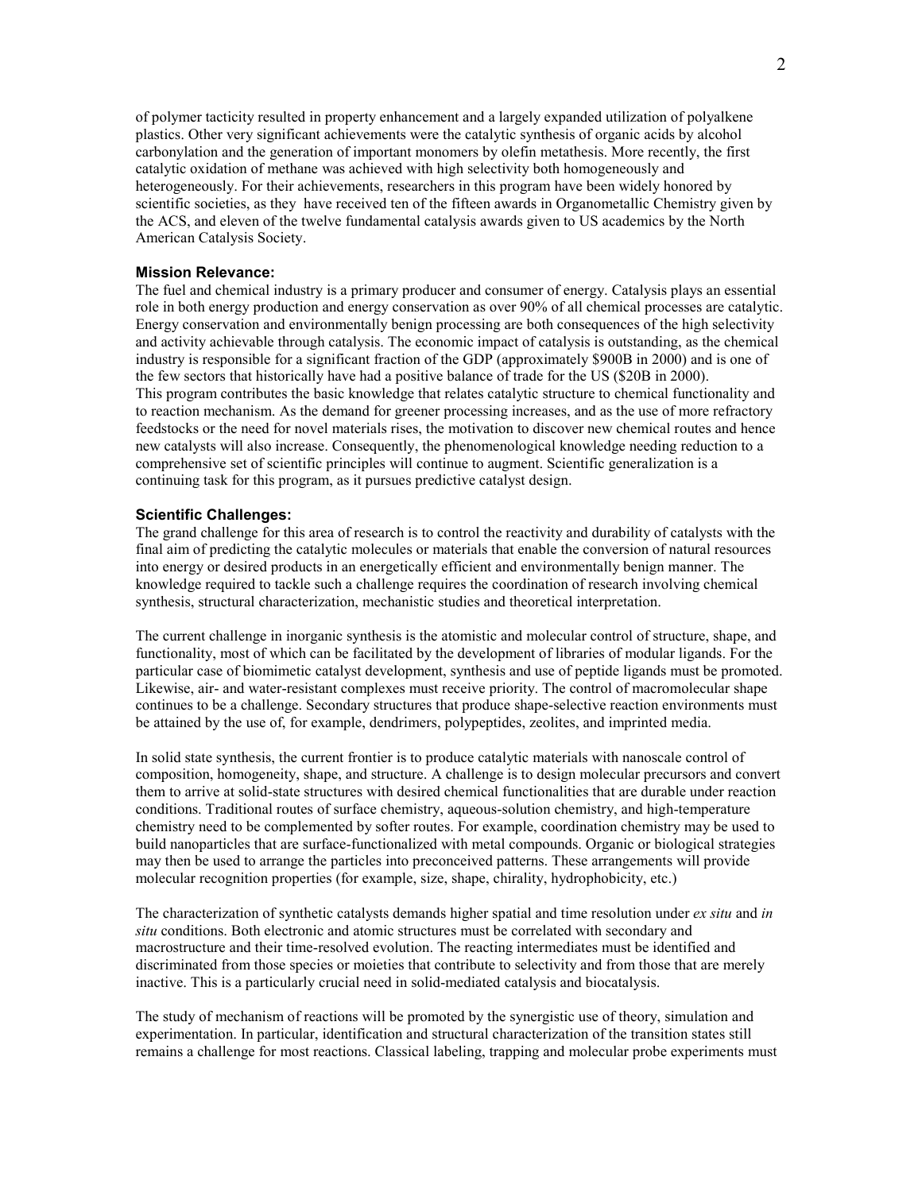of polymer tacticity resulted in property enhancement and a largely expanded utilization of polyalkene plastics. Other very significant achievements were the catalytic synthesis of organic acids by alcohol carbonylation and the generation of important monomers by olefin metathesis. More recently, the first catalytic oxidation of methane was achieved with high selectivity both homogeneously and heterogeneously. For their achievements, researchers in this program have been widely honored by scientific societies, as they have received ten of the fifteen awards in Organometallic Chemistry given by the ACS, and eleven of the twelve fundamental catalysis awards given to US academics by the North American Catalysis Society.

**Mission Relevance:**

The fuel and chemical industry is a primary producer and consumer of energy. Catalysis plays an essential role in both energy production and energy conservation as over 90% of all chemical processes are catalytic. Energy conservation and environmentally benign processing are both consequences of the high selectivity and activity achievable through catalysis. The economic impact of catalysis is outstanding, as the chemical industry is responsible for a significant fraction of the GDP (approximately \$900B in 2000) and is one of the few sectors that historically have had a positive balance of trade for the US (\$20B in 2000). This program contributes the basic knowledge that relates catalytic structure to chemical functionality and to reaction mechanism. As the demand for greener processing increases, and as the use of more refractory feedstocks or the need for novel materials rises, the motivation to discover new chemical routes and hence new catalysts will also increase. Consequently, the phenomenological knowledge needing reduction to a comprehensive set of scientific principles will continue to augment. Scientific generalization is a continuing task for this program, as it pursues predictive catalyst design.

**Scientific Challenges:**

The grand challenge for this area of research is to control the reactivity and durability of catalysts with the final aim of predicting the catalytic molecules or materials that enable the conversion of natural resources into energy or desired products in an energetically efficient and environmentally benign manner. The knowledge required to tackle such a challenge requires the coordination of research involving chemical synthesis, structural characterization, mechanistic studies and theoretical interpretation.

The current challenge in inorganic synthesis is the atomistic and molecular control of structure, shape, and functionality, most of which can be facilitated by the development of libraries of modular ligands. For the particular case of biomimetic catalyst development, synthesis and use of peptide ligands must be promoted. Likewise, air- and water-resistant complexes must receive priority. The control of macromolecular shape continues to be a challenge. Secondary structures that produce shape-selective reaction environments must be attained by the use of, for example, dendrimers, polypeptides, zeolites, and imprinted media.

In solid state synthesis, the current frontier is to produce catalytic materials with nanoscale control of composition, homogeneity, shape, and structure. A challenge is to design molecular precursors and convert them to arrive at solid-state structures with desired chemical functionalities that are durable under reaction conditions. Traditional routes of surface chemistry, aqueous-solution chemistry, and high-temperature chemistry need to be complemented by softer routes. For example, coordination chemistry may be used to build nanoparticles that are surface-functionalized with metal compounds. Organic or biological strategies may then be used to arrange the particles into preconceived patterns. These arrangements will provide molecular recognition properties (for example, size, shape, chirality, hydrophobicity, etc.)

The characterization of synthetic catalysts demands higher spatial and time resolution under *ex situ* and *in situ* conditions. Both electronic and atomic structures must be correlated with secondary and macrostructure and their time-resolved evolution. The reacting intermediates must be identified and discriminated from those species or moieties that contribute to selectivity and from those that are merely inactive. This is a particularly crucial need in solid-mediated catalysis and biocatalysis.

The study of mechanism of reactions will be promoted by the synergistic use of theory, simulation and experimentation. In particular, identification and structural characterization of the transition states still remains a challenge for most reactions. Classical labeling, trapping and molecular probe experiments must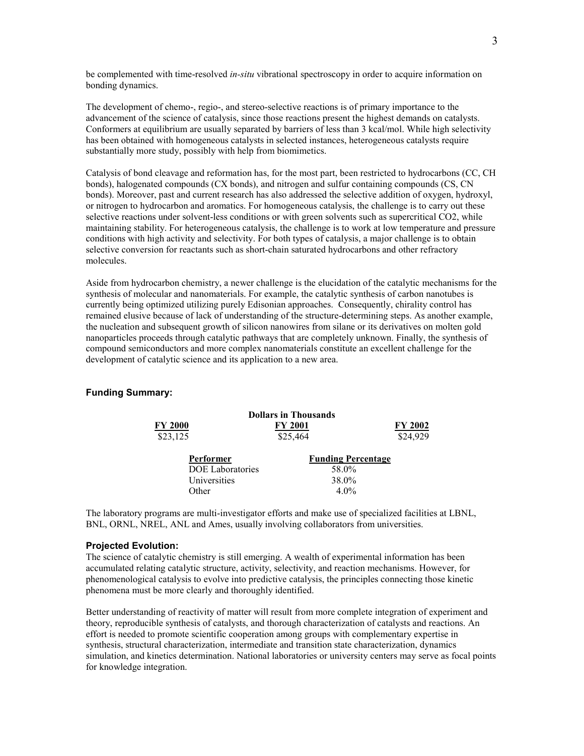be complemented with time-resolved *in-situ* vibrational spectroscopy in order to acquire information on bonding dynamics.

The development of chemo-, regio-, and stereo-selective reactions is of primary importance to the advancement of the science of catalysis, since those reactions present the highest demands on catalysts. Conformers at equilibrium are usually separated by barriers of less than 3 kcal/mol. While high selectivity has been obtained with homogeneous catalysts in selected instances, heterogeneous catalysts require substantially more study, possibly with help from biomimetics.

Catalysis of bond cleavage and reformation has, for the most part, been restricted to hydrocarbons (CC, CH bonds), halogenated compounds (CX bonds), and nitrogen and sulfur containing compounds (CS, CN bonds). Moreover, past and current research has also addressed the selective addition of oxygen, hydroxyl, or nitrogen to hydrocarbon and aromatics. For homogeneous catalysis, the challenge is to carry out these selective reactions under solvent-less conditions or with green solvents such as supercritical $CO_2$, while maintaining stability. For heterogeneous catalysis, the challenge is to work at low temperature and pressure conditions with high activity and selectivity. For both types of catalysis, a major challenge is to obtain selective conversion for reactants such as short-chain saturated hydrocarbons and other refractory molecules.

Aside from hydrocarbon chemistry, a newer challenge is the elucidation of the catalytic mechanisms for the synthesis of molecular and nanomaterials. For example, the catalytic synthesis of carbon nanotubes is currently being optimized utilizing purely Edisonian approaches. Consequently, chirality control has remained elusive because of lack of understanding of the structure-determining steps. As another example, the nucleation and subsequent growth of silicon nanowires from silane or its derivatives on molten gold nanoparticles proceeds through catalytic pathways that are completely unknown. Finally, the synthesis of compound semiconductors and more complex nanomaterials constitute an excellent challenge for the development of catalytic science and its application to a new area.

### Funding Summary:

Dollars in Thousands

| FY 2000 | FY 2001 | FY 2002 |
|---|---|---|
| \$23,125 | \$25,464 | \$24,929 |

| Performer | Funding Percentage |
|---|---|
| DOE Laboratories | 58.0% |
| Universities | 38.0% |
| Other | 4.0% |

The laboratory programs are multi-investigator efforts and make use of specialized facilities at LBNL, BNL, ORNL, NREL, ANL and Ames, usually involving collaborators from universities.

### Projected Evolution:

The science of catalytic chemistry is still emerging. A wealth of experimental information has been accumulated relating catalytic structure, activity, selectivity, and reaction mechanisms. However, for phenomenological catalysis to evolve into predictive catalysis, the principles connecting those kinetic phenomena must be more clearly and thoroughly identified.

Better understanding of reactivity of matter will result from more complete integration of experiment and theory, reproducible synthesis of catalysts, and thorough characterization of catalysts and reactions. An effort is needed to promote scientific cooperation among groups with complementary expertise in synthesis, structural characterization, intermediate and transition state characterization, dynamics simulation, and kinetics determination. National laboratories or university centers may serve as focal points for knowledge integration.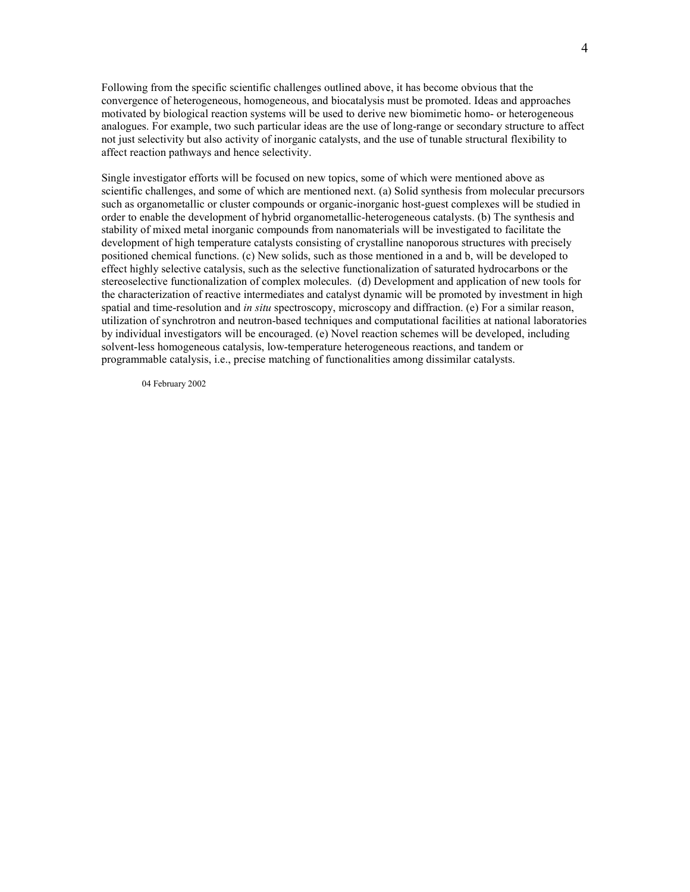Following from the specific scientific challenges outlined above, it has become obvious that the convergence of heterogeneous, homogeneous, and biocatalysis must be promoted. Ideas and approaches motivated by biological reaction systems will be used to derive new biomimetic homo- or heterogeneous analogues. For example, two such particular ideas are the use of long-range or secondary structure to affect not just selectivity but also activity of inorganic catalysts, and the use of tunable structural flexibility to affect reaction pathways and hence selectivity.

Single investigator efforts will be focused on new topics, some of which were mentioned above as scientific challenges, and some of which are mentioned next. (a) Solid synthesis from molecular precursors such as organometallic or cluster compounds or organic-inorganic host-guest complexes will be studied in order to enable the development of hybrid organometallic-heterogeneous catalysts. (b) The synthesis and stability of mixed metal inorganic compounds from nanomaterials will be investigated to facilitate the development of high temperature catalysts consisting of crystalline nanoporous structures with precisely positioned chemical functions. (c) New solids, such as those mentioned in a and b, will be developed to effect highly selective catalysis, such as the selective functionalization of saturated hydrocarbons or the stereoselective functionalization of complex molecules. (d) Development and application of new tools for the characterization of reactive intermediates and catalyst dynamic will be promoted by investment in high spatial and time-resolution and *in situ* spectroscopy, microscopy and diffraction. (e) For a similar reason, utilization of synchrotron and neutron-based techniques and computational facilities at national laboratories by individual investigators will be encouraged. (e) Novel reaction schemes will be developed, including solvent-less homogeneous catalysis, low-temperature heterogeneous reactions, and tandem or programmable catalysis, i.e., precise matching of functionalities among dissimilar catalysts.

04 February 2002